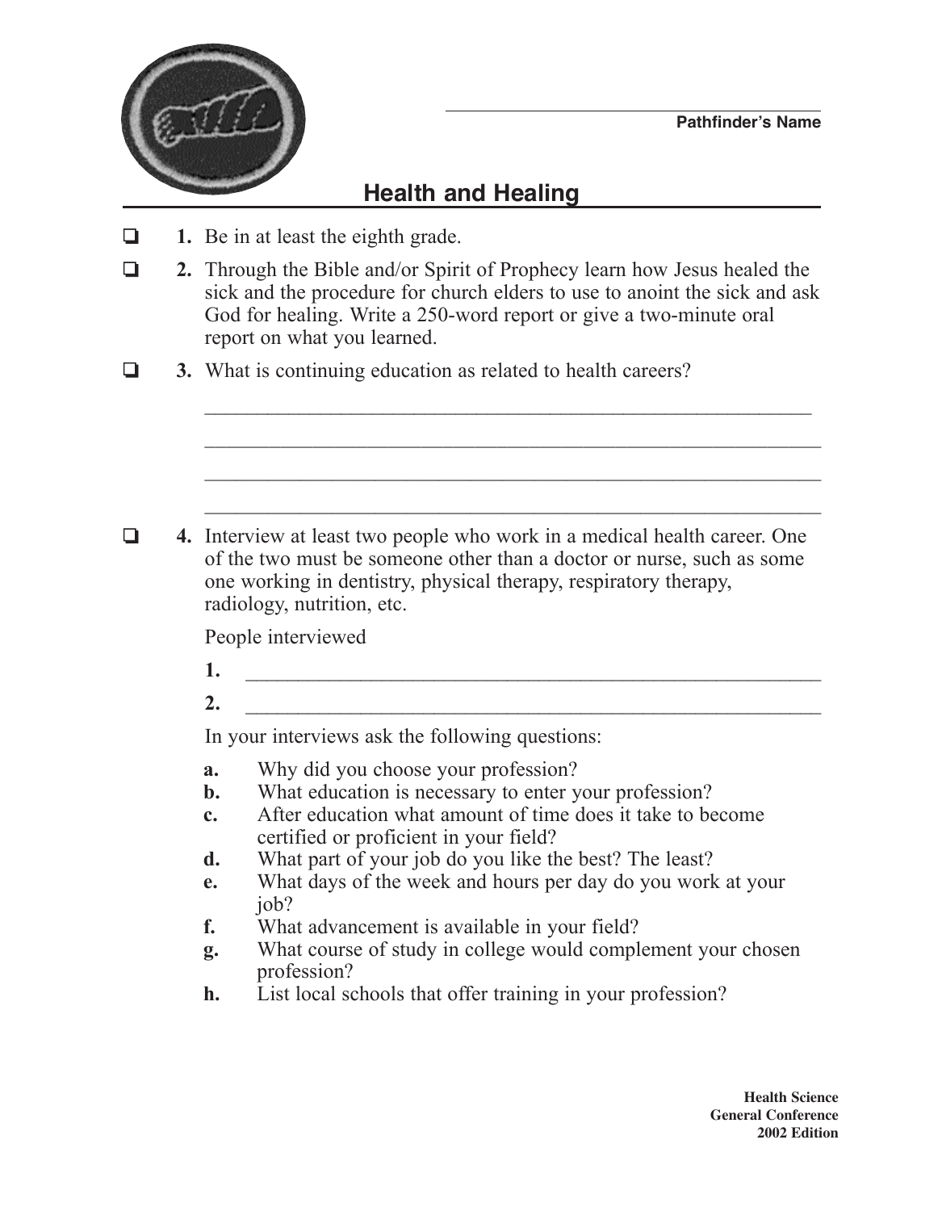Pathfinder's Name

# Health and Healing

- ❑ **1.** Be in at least the eighth grade.
- ❑ **2.** Through the Bible and/or Spirit of Prophecy learn how Jesus healed the sick and the procedure for church elders to use to anoint the sick and ask God for healing. Write a 250-word report or give a two-minute oral report on what you learned.
- ❑ **3.** What is continuing education as related to health careers?

  ______________________________________________________________

  ______________________________________________________________

  ______________________________________________________________

  ______________________________________________________________

- ❑ **4.** Interview at least two people who work in a medical health career. One of the two must be someone other than a doctor or nurse, such as some one working in dentistry, physical therapy, respiratory therapy, radiology, nutrition, etc.

  People interviewed

  **1.** ______________________________________________________________

  **2.** ______________________________________________________________

  In your interviews ask the following questions:

  **a.** Why did you choose your profession?
  **b.** What education is necessary to enter your profession?
  **c.** After education what amount of time does it take to become certified or proficient in your field?
  **d.** What part of your job do you like the best? The least?
  **e.** What days of the week and hours per day do you work at your job?
  **f.** What advancement is available in your field?
  **g.** What course of study in college would complement your chosen profession?
  **h.** List local schools that offer training in your profession?

**Health Science**
**General Conference**
**2002 Edition**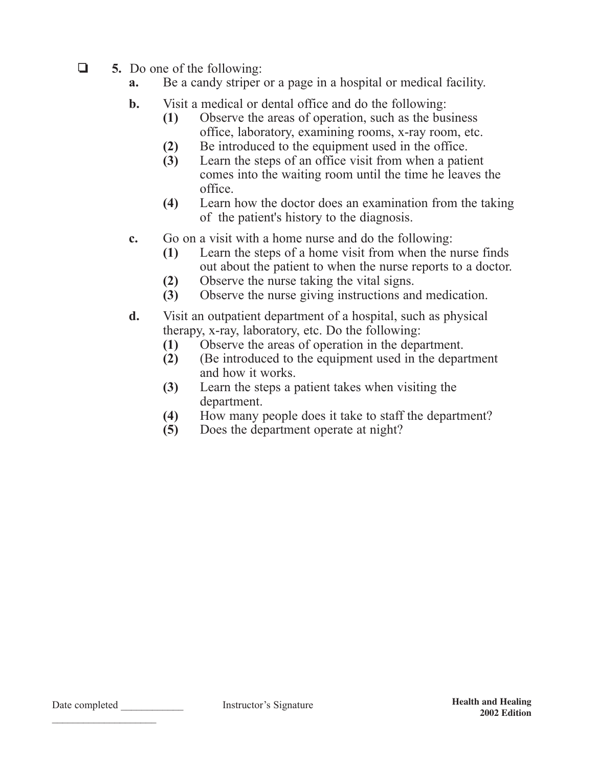- [ ] **5.** Do one of the following:
  - **a.** Be a candy striper or a page in a hospital or medical facility.
  - **b.** Visit a medical or dental office and do the following:
    - **(1)** Observe the areas of operation, such as the business office, laboratory, examining rooms, x-ray room, etc.
    - **(2)** Be introduced to the equipment used in the office.
    - **(3)** Learn the steps of an office visit from when a patient comes into the waiting room until the time he leaves the office.
    - **(4)** Learn how the doctor does an examination from the taking of the patient's history to the diagnosis.
  - **c.** Go on a visit with a home nurse and do the following:
    - **(1)** Learn the steps of a home visit from when the nurse finds out about the patient to when the nurse reports to a doctor.
    - **(2)** Observe the nurse taking the vital signs.
    - **(3)** Observe the nurse giving instructions and medication.
  - **d.** Visit an outpatient department of a hospital, such as physical therapy, x-ray, laboratory, etc. Do the following:
    - **(1)** Observe the areas of operation in the department.
    - **(2)** (Be introduced to the equipment used in the department and how it works.
    - **(3)** Learn the steps a patient takes when visiting the department.
    - **(4)** How many people does it take to staff the department?
    - **(5)** Does the department operate at night?

Date completed ____________ Instructor's Signature ____________________